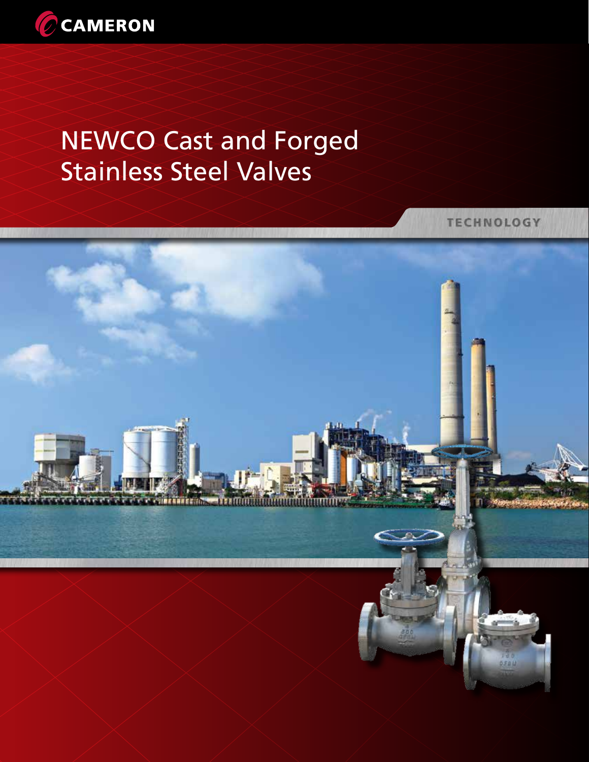CAMERON

# NEWCO Cast and Forged Stainless Steel Valves

TECHNOLOGY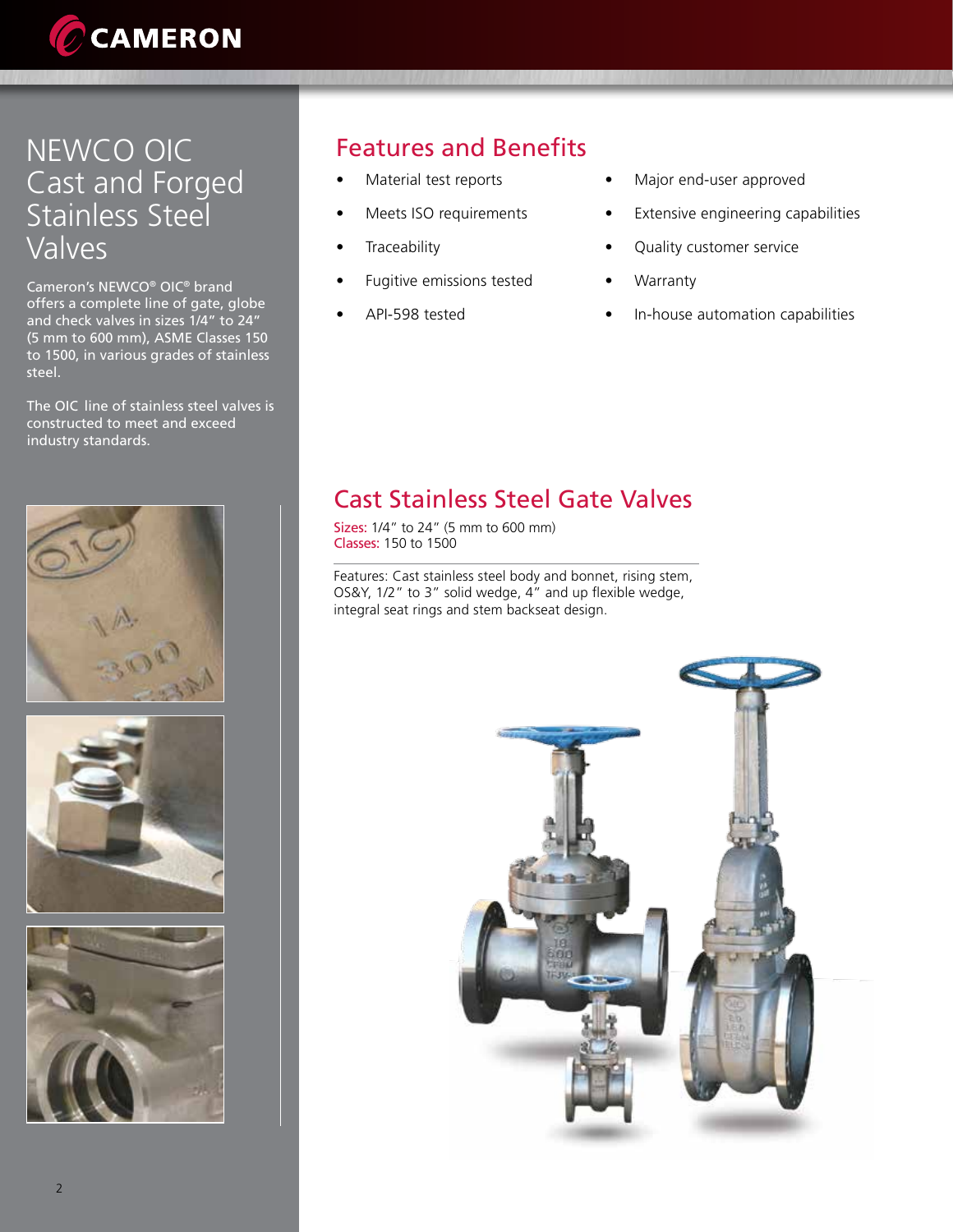# NEWCO OIC Cast and Forged Stainless Steel Valves

Cameron's NEWCO® OIC® brand offers a complete line of gate, globe and check valves in sizes 1/4" to 24" (5 mm to 600 mm), ASME Classes 150 to 1500, in various grades of stainless steel.

The OIC line of stainless steel valves is constructed to meet and exceed industry standards.

## Features and Benefits

- Material test reports
- Meets ISO requirements
- Traceability
- Fugitive emissions tested
- API-598 tested
- Major end-user approved
- Extensive engineering capabilities
- Quality customer service
- Warranty
- In-house automation capabilities

## Cast Stainless Steel Gate Valves

Sizes: 1/4" to 24" (5 mm to 600 mm)
Classes: 150 to 1500

Features: Cast stainless steel body and bonnet, rising stem, OS&Y, 1/2" to 3" solid wedge, 4" and up flexible wedge, integral seat rings and stem backseat design.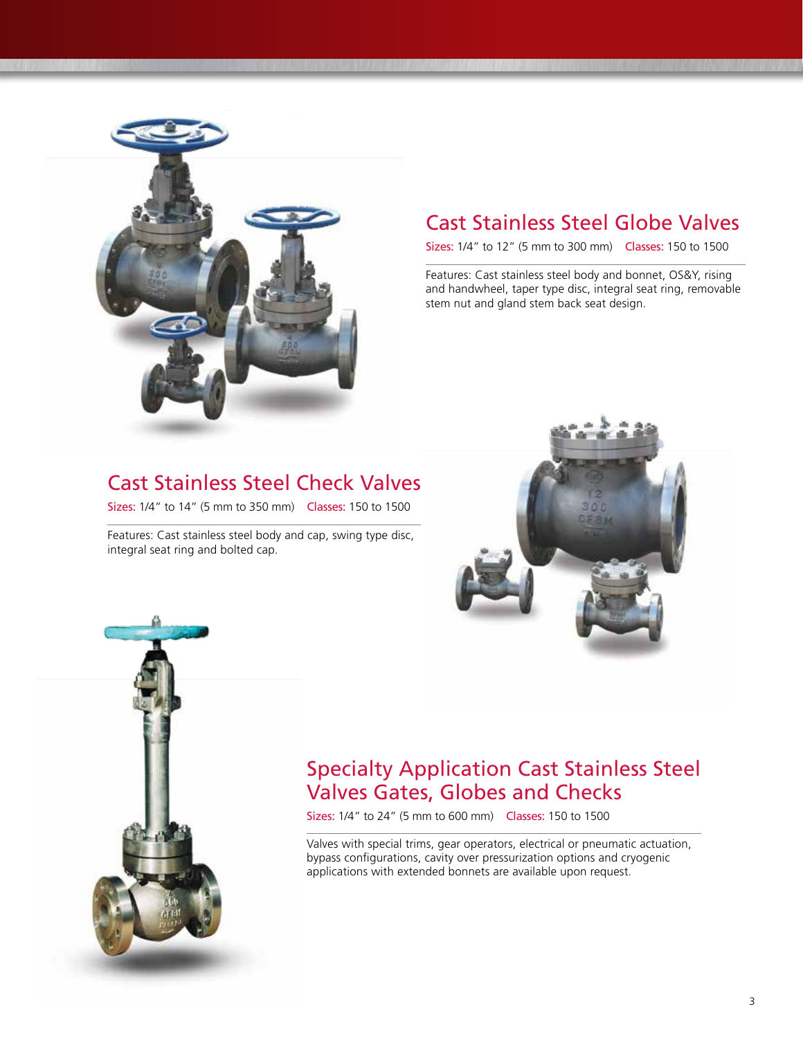## Cast Stainless Steel Globe Valves

Sizes: 1/4" to 12" (5 mm to 300 mm)  Classes: 150 to 1500

Features: Cast stainless steel body and bonnet, OS&Y, rising and handwheel, taper type disc, integral seat ring, removable stem nut and gland stem back seat design.

## Cast Stainless Steel Check Valves

Sizes: 1/4" to 14" (5 mm to 350 mm)  Classes: 150 to 1500

Features: Cast stainless steel body and cap, swing type disc, integral seat ring and bolted cap.

## Specialty Application Cast Stainless Steel Valves Gates, Globes and Checks

Sizes: 1/4" to 24" (5 mm to 600 mm)  Classes: 150 to 1500

Valves with special trims, gear operators, electrical or pneumatic actuation, bypass configurations, cavity over pressurization options and cryogenic applications with extended bonnets are available upon request.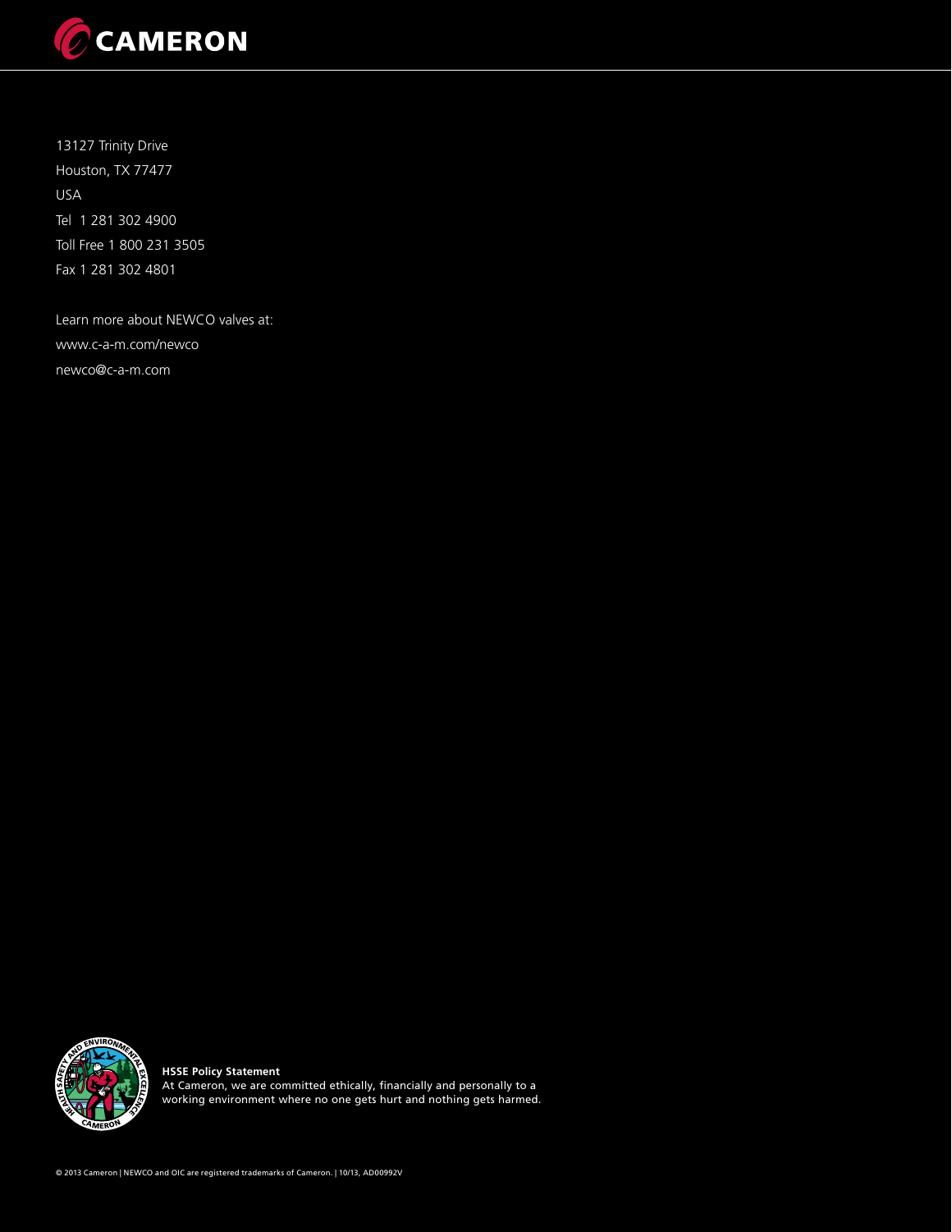CAMERON

13127 Trinity Drive
Houston, TX 77477
USA
Tel 1 281 302 4900
Toll Free 1 800 231 3505
Fax 1 281 302 4801

Learn more about NEWCO valves at:
www.c-a-m.com/newco
newco@c-a-m.com

**HSSE Policy Statement**
At Cameron, we are committed ethically, financially and personally to a working environment where no one gets hurt and nothing gets harmed.

© 2013 Cameron | NEWCO and OIC are registered trademarks of Cameron. | 10/13, AD00992V